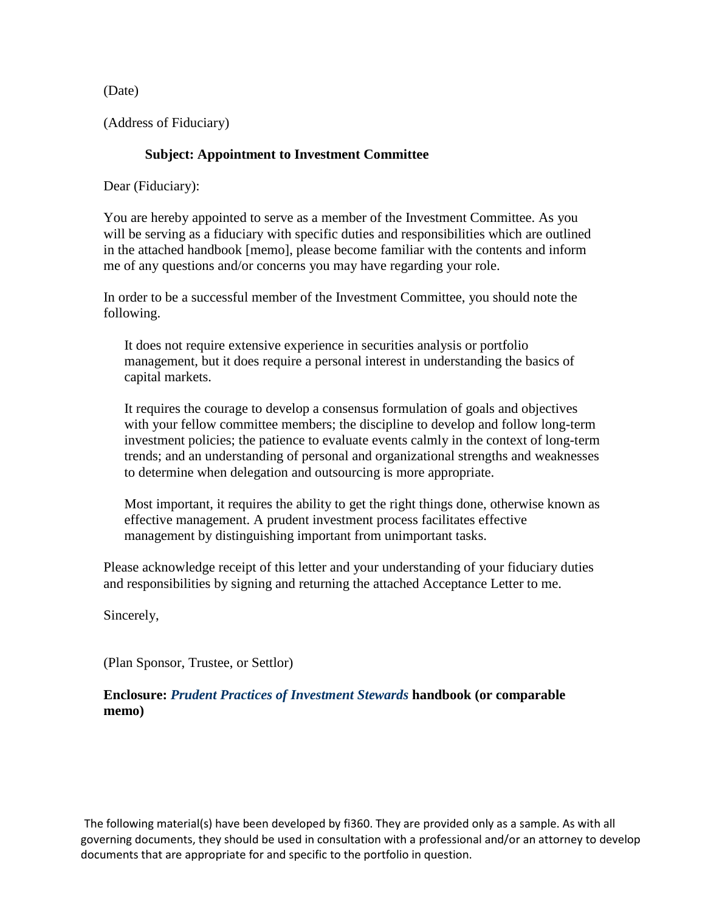(Date)

(Address of Fiduciary)

**Subject: Appointment to Investment Committee**

Dear (Fiduciary):

You are hereby appointed to serve as a member of the Investment Committee. As you will be serving as a fiduciary with specific duties and responsibilities which are outlined in the attached handbook [memo], please become familiar with the contents and inform me of any questions and/or concerns you may have regarding your role.

In order to be a successful member of the Investment Committee, you should note the following.

It does not require extensive experience in securities analysis or portfolio management, but it does require a personal interest in understanding the basics of capital markets.

It requires the courage to develop a consensus formulation of goals and objectives with your fellow committee members; the discipline to develop and follow long-term investment policies; the patience to evaluate events calmly in the context of long-term trends; and an understanding of personal and organizational strengths and weaknesses to determine when delegation and outsourcing is more appropriate.

Most important, it requires the ability to get the right things done, otherwise known as effective management. A prudent investment process facilitates effective management by distinguishing important from unimportant tasks.

Please acknowledge receipt of this letter and your understanding of your fiduciary duties and responsibilities by signing and returning the attached Acceptance Letter to me.

Sincerely,

(Plan Sponsor, Trustee, or Settlor)

**Enclosure: *Prudent Practices of Investment Stewards* handbook (or comparable memo)**

The following material(s) have been developed by fi360. They are provided only as a sample. As with all governing documents, they should be used in consultation with a professional and/or an attorney to develop documents that are appropriate for and specific to the portfolio in question.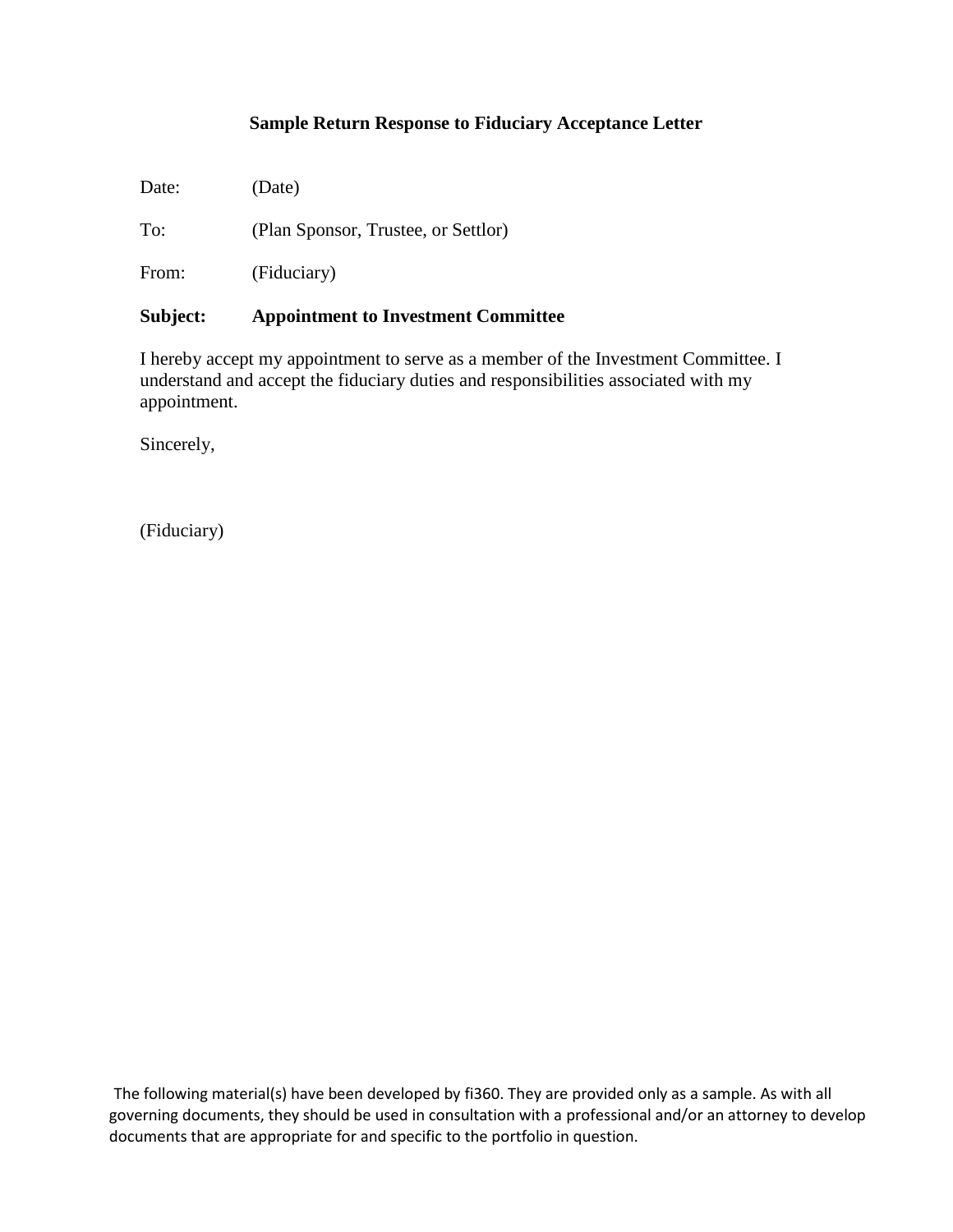**Sample Return Response to Fiduciary Acceptance Letter**

Date: (Date)

To: (Plan Sponsor, Trustee, or Settlor)

From: (Fiduciary)

**Subject: Appointment to Investment Committee**

I hereby accept my appointment to serve as a member of the Investment Committee. I understand and accept the fiduciary duties and responsibilities associated with my appointment.

Sincerely,

(Fiduciary)

The following material(s) have been developed by fi360. They are provided only as a sample. As with all governing documents, they should be used in consultation with a professional and/or an attorney to develop documents that are appropriate for and specific to the portfolio in question.